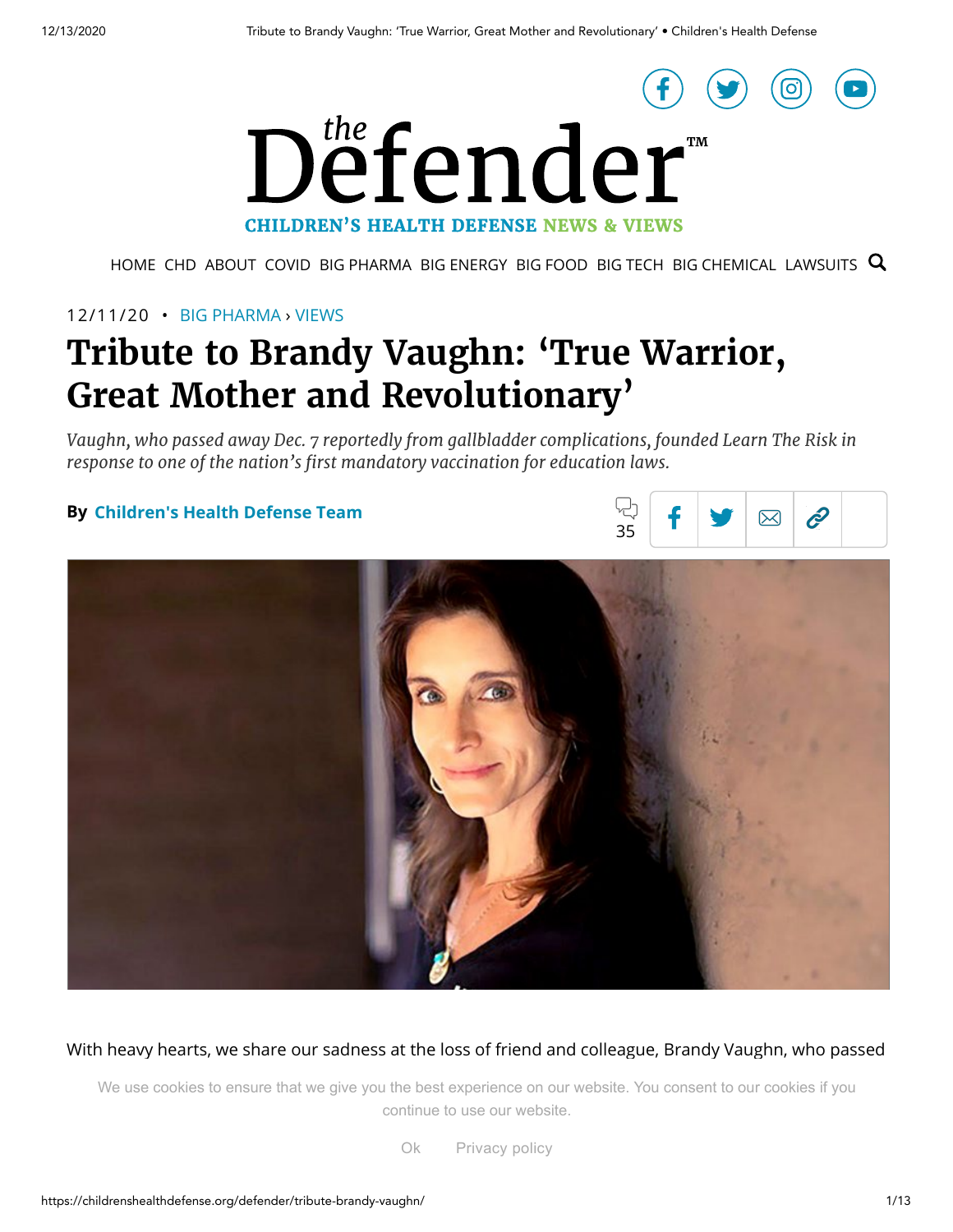12/11/20 • BIG PHARMA › VIEWS

# Tribute to Brandy Vaughn: 'True Warrior, Great Mother and Revolutionary'

*Vaughn, who passed away Dec. 7 reportedly from gallbladder complications, founded Learn The Risk in response to one of the nation's first mandatory vaccination for education laws.*

**By Children's Health Defense Team**

With heavy hearts, we share our sadness at the loss of friend and colleague, Brandy Vaughn, who passed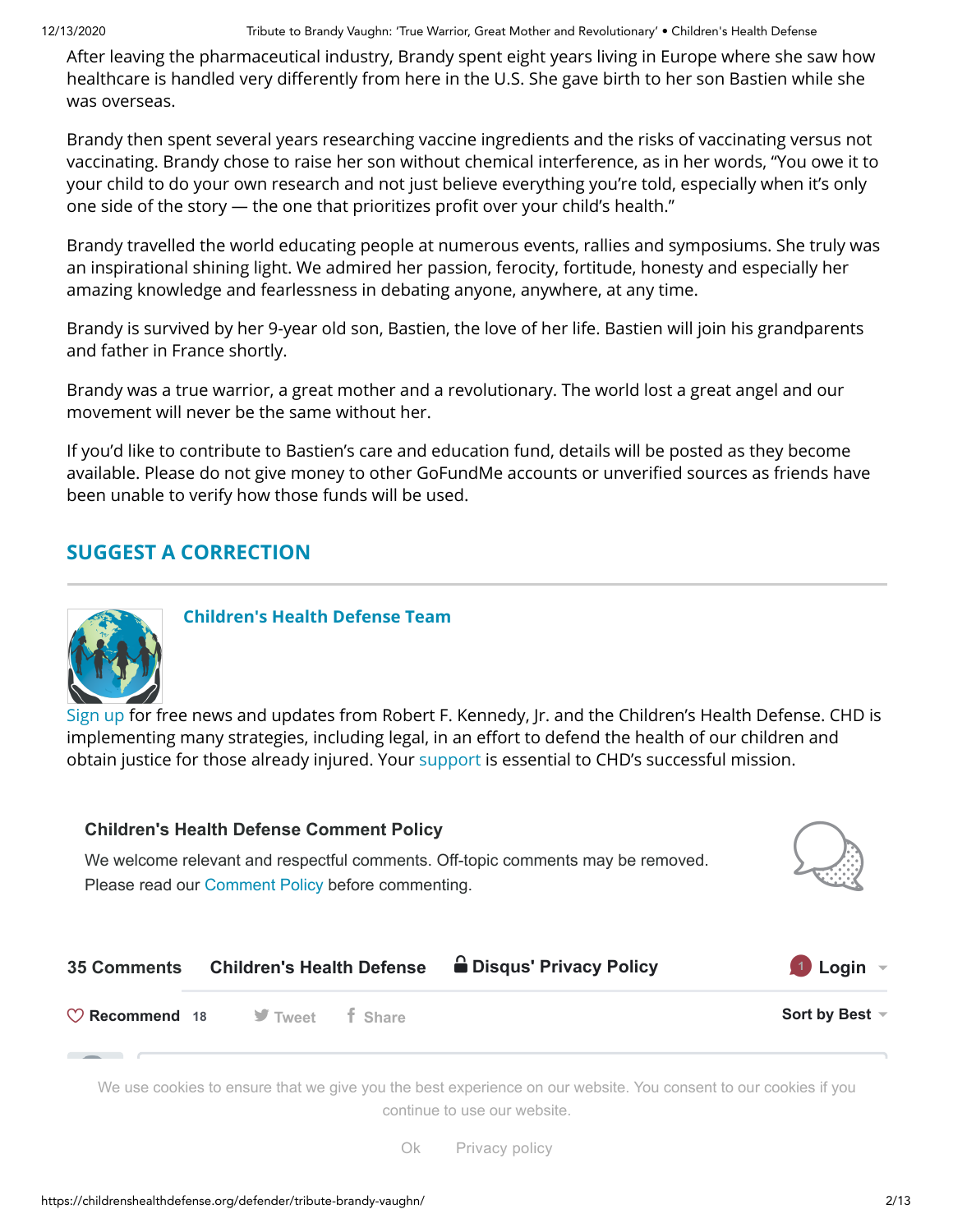After leaving the pharmaceutical industry, Brandy spent eight years living in Europe where she saw how healthcare is handled very differently from here in the U.S. She gave birth to her son Bastien while she was overseas.

Brandy then spent several years researching vaccine ingredients and the risks of vaccinating versus not vaccinating. Brandy chose to raise her son without chemical interference, as in her words, "You owe it to your child to do your own research and not just believe everything you're told, especially when it's only one side of the story — the one that prioritizes profit over your child's health."

Brandy travelled the world educating people at numerous events, rallies and symposiums. She truly was an inspirational shining light. We admired her passion, ferocity, fortitude, honesty and especially her amazing knowledge and fearlessness in debating anyone, anywhere, at any time.

Brandy is survived by her 9-year old son, Bastien, the love of her life. Bastien will join his grandparents and father in France shortly.

Brandy was a true warrior, a great mother and a revolutionary. The world lost a great angel and our movement will never be the same without her.

If you'd like to contribute to Bastien's care and education fund, details will be posted as they become available. Please do not give money to other GoFundMe accounts or unverified sources as friends have been unable to verify how those funds will be used.

## SUGGEST A CORRECTION

### Children's Health Defense Team

Sign up for free news and updates from Robert F. Kennedy, Jr. and the Children's Health Defense. CHD is implementing many strategies, including legal, in an effort to defend the health of our children and obtain justice for those already injured. Your support is essential to CHD's successful mission.

**Children's Health Defense Comment Policy**

We welcome relevant and respectful comments. Off-topic comments may be removed. Please read our Comment Policy before commenting.

**35 Comments** **Children's Health Defense** **Disqus' Privacy Policy** **Login**

**Recommend** 18 Tweet Share **Sort by Best**

We use cookies to ensure that we give you the best experience on our website. You consent to our cookies if you continue to use our website.

Ok Privacy policy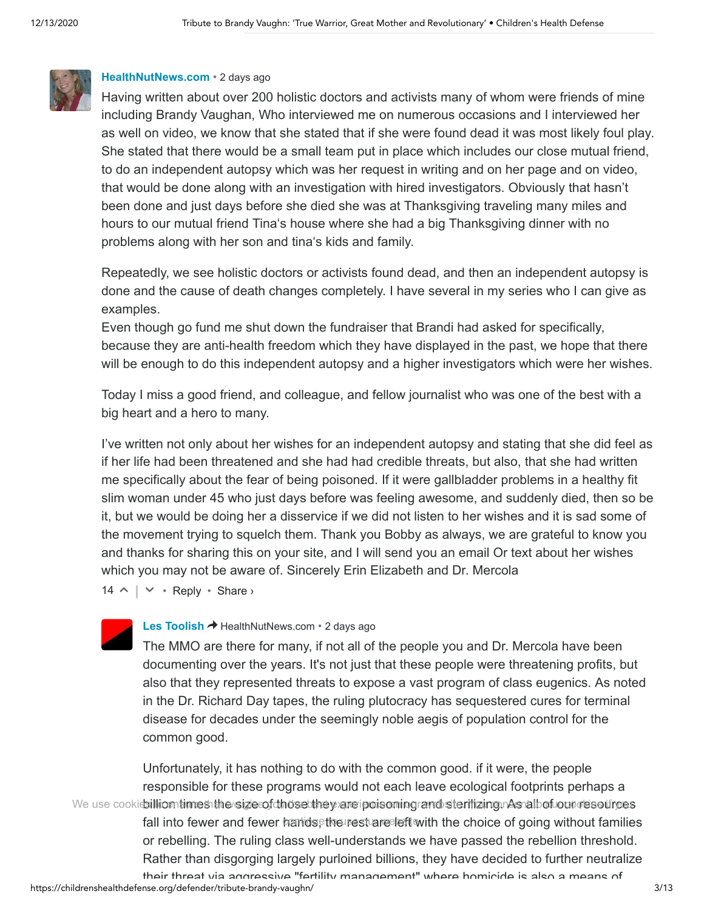**HealthNutNews.com** • 2 days ago

Having written about over 200 holistic doctors and activists many of whom were friends of mine including Brandy Vaughan, Who interviewed me on numerous occasions and I interviewed her as well on video, we know that she stated that if she were found dead it was most likely foul play. She stated that there would be a small team put in place which includes our close mutual friend, to do an independent autopsy which was her request in writing and on her page and on video, that would be done along with an investigation with hired investigators. Obviously that hasn't been done and just days before she died she was at Thanksgiving traveling many miles and hours to our mutual friend Tina's house where she had a big Thanksgiving dinner with no problems along with her son and tina's kids and family.

Repeatedly, we see holistic doctors or activists found dead, and then an independent autopsy is done and the cause of death changes completely. I have several in my series who I can give as examples.
Even though go fund me shut down the fundraiser that Brandi had asked for specifically, because they are anti-health freedom which they have displayed in the past, we hope that there will be enough to do this independent autopsy and a higher investigators which were her wishes.

Today I miss a good friend, and colleague, and fellow journalist who was one of the best with a big heart and a hero to many.

I've written not only about her wishes for an independent autopsy and stating that she did feel as if her life had been threatened and she had had credible threats, but also, that she had written me specifically about the fear of being poisoned. If it were gallbladder problems in a healthy fit slim woman under 45 who just days before was feeling awesome, and suddenly died, then so be it, but we would be doing her a disservice if we did not listen to her wishes and it is sad some of the movement trying to squelch them. Thank you Bobby as always, we are grateful to know you and thanks for sharing this on your site, and I will send you an email Or text about her wishes which you may not be aware of. Sincerely Erin Elizabeth and Dr. Mercola

14 ^ | ⌄ • Reply • Share ›

**Les Toolish** → HealthNutNews.com • 2 days ago

The MMO are there for many, if not all of the people you and Dr. Mercola have been documenting over the years. It's not just that these people were threatening profits, but also that they represented threats to expose a vast program of class eugenics. As noted in the Dr. Richard Day tapes, the ruling plutocracy has sequestered cures for terminal disease for decades under the seemingly noble aegis of population control for the common good.

Unfortunately, it has nothing to do with the common good. if it were, the people responsible for these programs would not each leave ecological footprints perhaps a billion times the size of those they are poisoning and sterilizing. As all of our resources fall into fewer and fewer hands, the rest are left with the choice of going without families or rebelling. The ruling class well-understands we have passed the rebellion threshold. Rather than disgorging largely purloined billions, they have decided to further neutralize their threat via aggressive "fertility management" where homicide is also a means of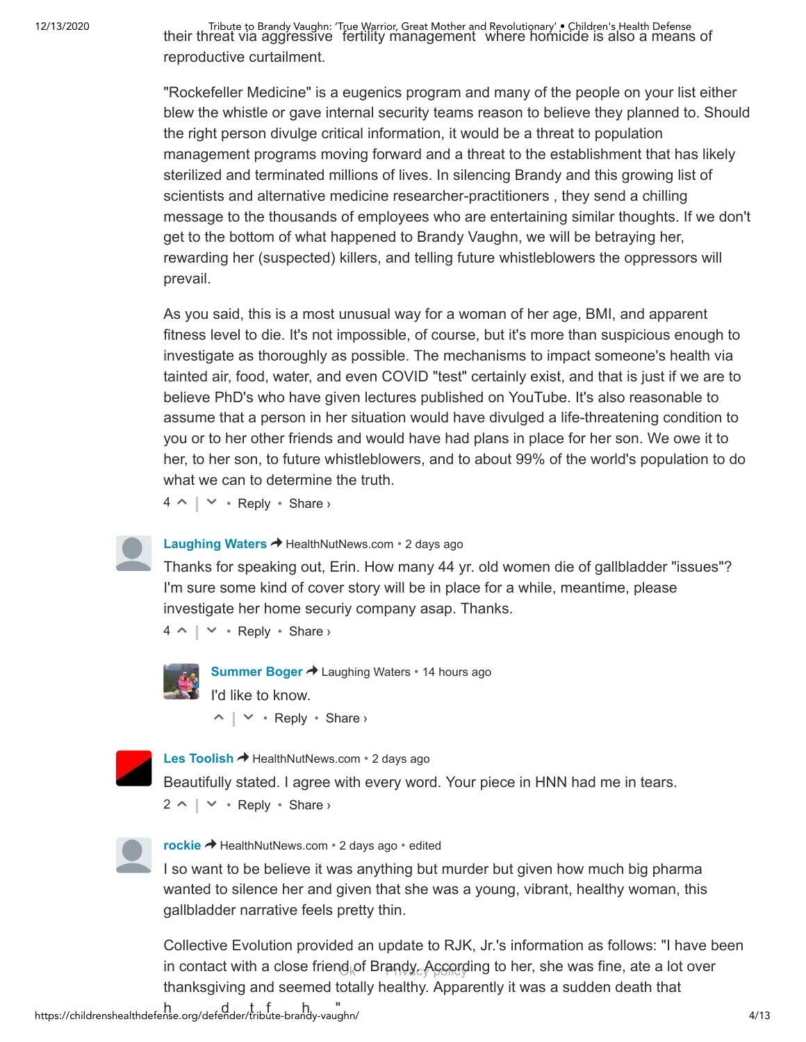their threat via aggressive fertility management where homicide is also a means of reproductive curtailment.

"Rockefeller Medicine" is a eugenics program and many of the people on your list either blew the whistle or gave internal security teams reason to believe they planned to. Should the right person divulge critical information, it would be a threat to population management programs moving forward and a threat to the establishment that has likely sterilized and terminated millions of lives. In silencing Brandy and this growing list of scientists and alternative medicine researcher-practitioners , they send a chilling message to the thousands of employees who are entertaining similar thoughts. If we don't get to the bottom of what happened to Brandy Vaughn, we will be betraying her, rewarding her (suspected) killers, and telling future whistleblowers the oppressors will prevail.

As you said, this is a most unusual way for a woman of her age, BMI, and apparent fitness level to die. It's not impossible, of course, but it's more than suspicious enough to investigate as thoroughly as possible. The mechanisms to impact someone's health via tainted air, food, water, and even COVID "test" certainly exist, and that is just if we are to believe PhD's who have given lectures published on YouTube. It's also reasonable to assume that a person in her situation would have divulged a life-threatening condition to you or to her other friends and would have had plans in place for her son. We owe it to her, to her son, to future whistleblowers, and to about 99% of the world's population to do what we can to determine the truth.

4 ^ | v • Reply • Share ›

**Laughing Waters** → HealthNutNews.com • 2 days ago

Thanks for speaking out, Erin. How many 44 yr. old women die of gallbladder "issues"? I'm sure some kind of cover story will be in place for a while, meantime, please investigate her home securiy company asap. Thanks.

4 ^ | v • Reply • Share ›

**Summer Boger** → Laughing Waters • 14 hours ago

I'd like to know.

^ | v • Reply • Share ›

**Les Toolish** → HealthNutNews.com • 2 days ago

Beautifully stated. I agree with every word. Your piece in HNN had me in tears.

2 ^ | v • Reply • Share ›

**rockie** → HealthNutNews.com • 2 days ago • edited

I so want to be believe it was anything but murder but given how much big pharma wanted to silence her and given that she was a young, vibrant, healthy woman, this gallbladder narrative feels pretty thin.

Collective Evolution provided an update to RJK, Jr.'s information as follows: "I have been in contact with a close friend of Brandy. According to her, she was fine, ate a lot over thanksgiving and seemed totally healthy. Apparently it was a sudden death that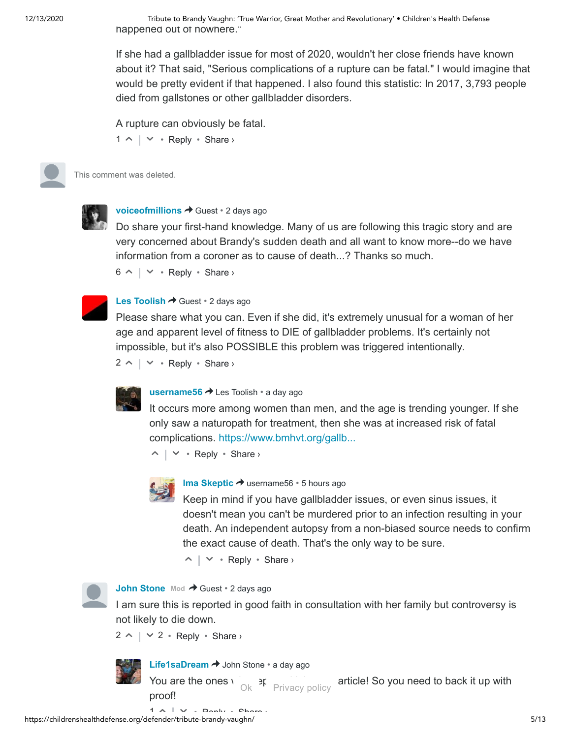happened out of nowhere."

If she had a gallbladder issue for most of 2020, wouldn't her close friends have known about it? That said, "Serious complications of a rupture can be fatal." I would imagine that would be pretty evident if that happened. I also found this statistic: In 2017, 3,793 people died from gallstones or other gallbladder disorders.

A rupture can obviously be fatal.

1 ^ | ˅ • Reply • Share ›

This comment was deleted.

**voiceofmillions** → Guest • 2 days ago

Do share your first-hand knowledge. Many of us are following this tragic story and are very concerned about Brandy's sudden death and all want to know more--do we have information from a coroner as to cause of death...? Thanks so much.

6 ^ | ˅ • Reply • Share ›

**Les Toolish** → Guest • 2 days ago

Please share what you can. Even if she did, it's extremely unusual for a woman of her age and apparent level of fitness to DIE of gallbladder problems. It's certainly not impossible, but it's also POSSIBLE this problem was triggered intentionally.

2 ^ | ˅ • Reply • Share ›

**username56** → Les Toolish • a day ago

It occurs more among women than men, and the age is trending younger. If she only saw a naturopath for treatment, then she was at increased risk of fatal complications. https://www.bmhvt.org/gallb...

^ | ˅ • Reply • Share ›

**Ima Skeptic** → username56 • 5 hours ago

Keep in mind if you have gallbladder issues, or even sinus issues, it doesn't mean you can't be murdered prior to an infection resulting in your death. An independent autopsy from a non-biased source needs to confirm the exact cause of death. That's the only way to be sure.

^ | ˅ • Reply • Share ›

**John Stone** Mod → Guest • 2 days ago

I am sure this is reported in good faith in consultation with her family but controversy is not likely to die down.

2 ^ | ˅ 2 • Reply • Share ›

**Life1saDream** → John Stone • a day ago

You are the ones w[...]ep[...] article! So you need to back it up with proof!

1 ^ | ˅ • Reply • Share ›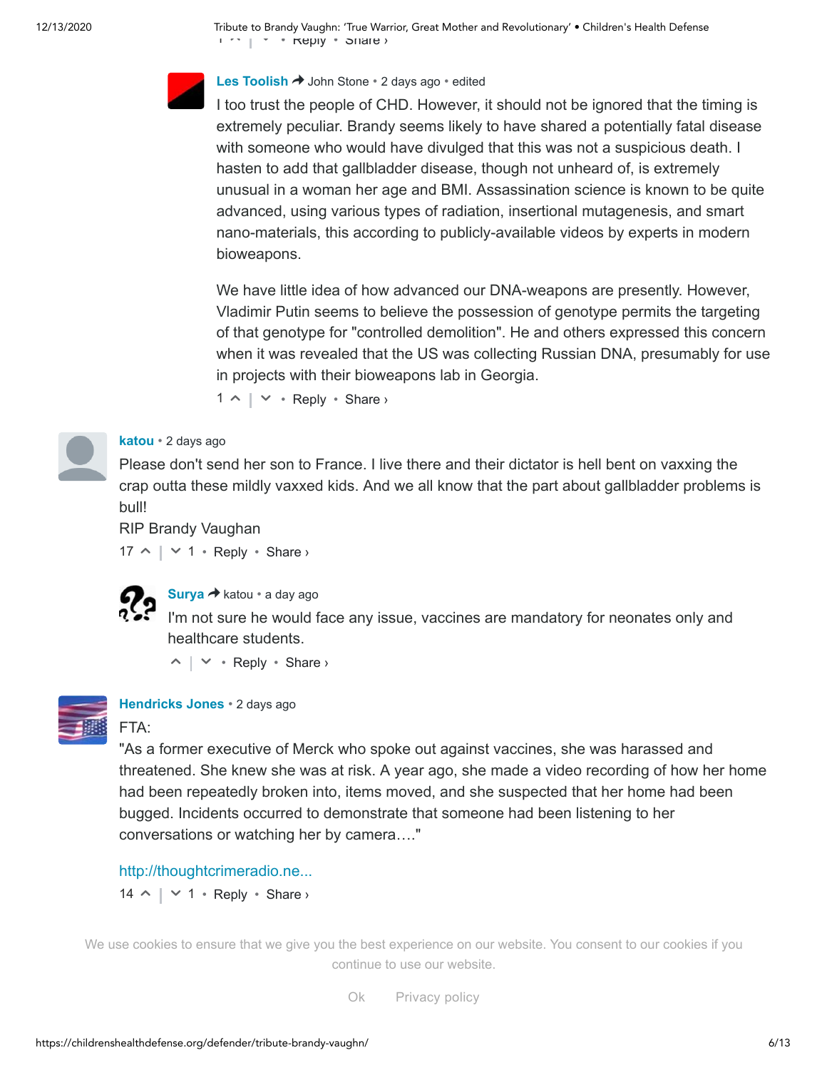**Les Toolish** ➜ John Stone • 2 days ago • edited

I too trust the people of CHD. However, it should not be ignored that the timing is extremely peculiar. Brandy seems likely to have shared a potentially fatal disease with someone who would have divulged that this was not a suspicious death. I hasten to add that gallbladder disease, though not unheard of, is extremely unusual in a woman her age and BMI. Assassination science is known to be quite advanced, using various types of radiation, insertional mutagenesis, and smart nano-materials, this according to publicly-available videos by experts in modern bioweapons.

We have little idea of how advanced our DNA-weapons are presently. However, Vladimir Putin seems to believe the possession of genotype permits the targeting of that genotype for "controlled demolition". He and others expressed this concern when it was revealed that the US was collecting Russian DNA, presumably for use in projects with their bioweapons lab in Georgia.

1 ^ | ˅ • Reply • Share ›

**katou** • 2 days ago

Please don't send her son to France. I live there and their dictator is hell bent on vaxxing the crap outta these mildly vaxxed kids. And we all know that the part about gallbladder problems is bull!

RIP Brandy Vaughan

17 ^ | ˅ 1 • Reply • Share ›

**Surya** ➜ katou • a day ago

I'm not sure he would face any issue, vaccines are mandatory for neonates only and healthcare students.

^ | ˅ • Reply • Share ›

**Hendricks Jones** • 2 days ago

FTA:

"As a former executive of Merck who spoke out against vaccines, she was harassed and threatened. She knew she was at risk. A year ago, she made a video recording of how her home had been repeatedly broken into, items moved, and she suspected that her home had been bugged. Incidents occurred to demonstrate that someone had been listening to her conversations or watching her by camera…."

http://thoughtcrimeradio.ne...

14 ^ | ˅ 1 • Reply • Share ›

We use cookies to ensure that we give you the best experience on our website. You consent to our cookies if you continue to use our website.

Ok Privacy policy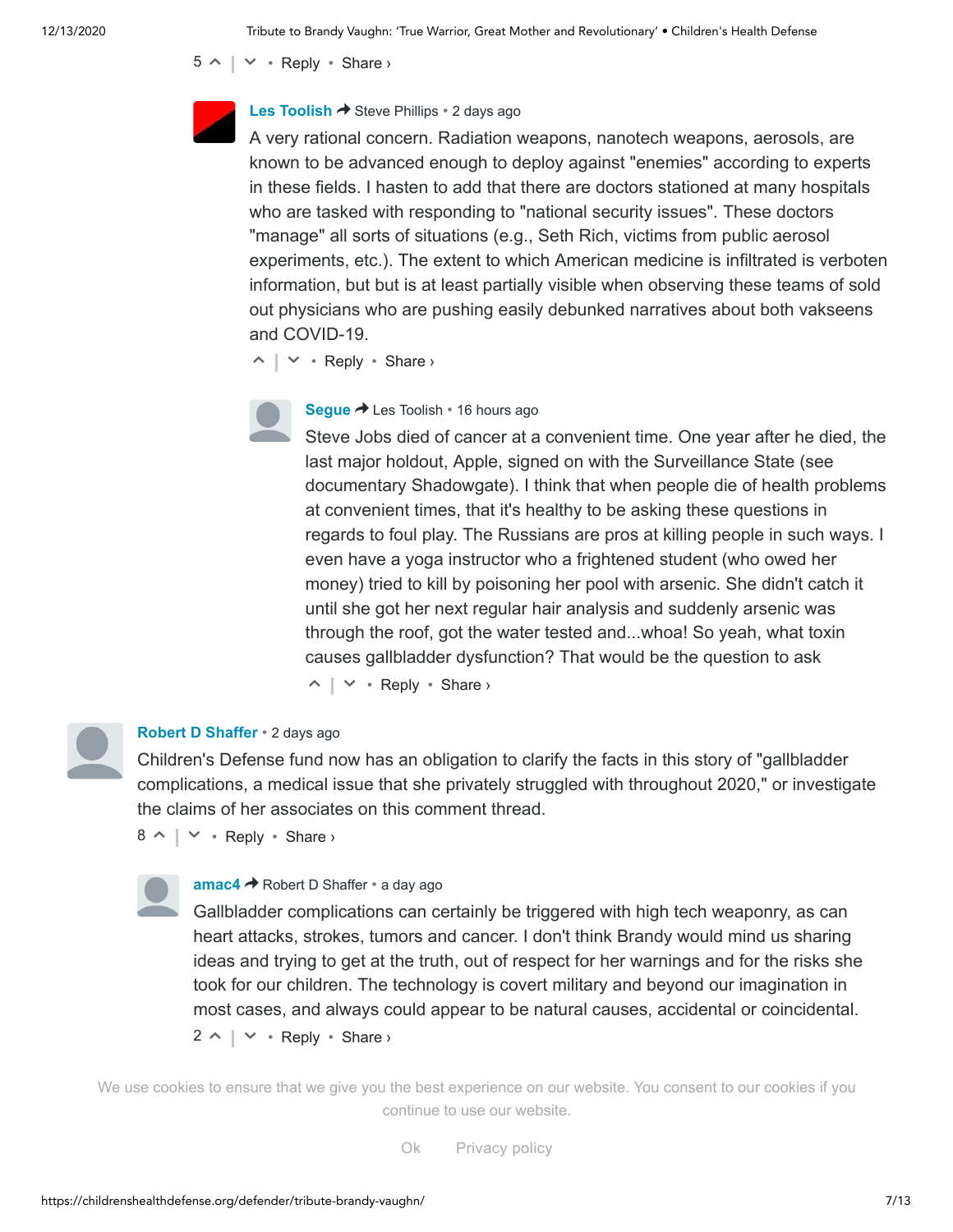5 ^ | ˅ • Reply • Share ›

**Les Toolish** ➜ Steve Phillips • 2 days ago

A very rational concern. Radiation weapons, nanotech weapons, aerosols, are known to be advanced enough to deploy against "enemies" according to experts in these fields. I hasten to add that there are doctors stationed at many hospitals who are tasked with responding to "national security issues". These doctors "manage" all sorts of situations (e.g., Seth Rich, victims from public aerosol experiments, etc.). The extent to which American medicine is infiltrated is verboten information, but but is at least partially visible when observing these teams of sold out physicians who are pushing easily debunked narratives about both vakseens and COVID-19.

^ | ˅ • Reply • Share ›

**Segue** ➜ Les Toolish • 16 hours ago

Steve Jobs died of cancer at a convenient time. One year after he died, the last major holdout, Apple, signed on with the Surveillance State (see documentary Shadowgate). I think that when people die of health problems at convenient times, that it's healthy to be asking these questions in regards to foul play. The Russians are pros at killing people in such ways. I even have a yoga instructor who a frightened student (who owed her money) tried to kill by poisoning her pool with arsenic. She didn't catch it until she got her next regular hair analysis and suddenly arsenic was through the roof, got the water tested and...whoa! So yeah, what toxin causes gallbladder dysfunction? That would be the question to ask

^ | ˅ • Reply • Share ›

**Robert D Shaffer** • 2 days ago

Children's Defense fund now has an obligation to clarify the facts in this story of "gallbladder complications, a medical issue that she privately struggled with throughout 2020," or investigate the claims of her associates on this comment thread.

8 ^ | ˅ • Reply • Share ›

**amac4** ➜ Robert D Shaffer • a day ago

Gallbladder complications can certainly be triggered with high tech weaponry, as can heart attacks, strokes, tumors and cancer. I don't think Brandy would mind us sharing ideas and trying to get at the truth, out of respect for her warnings and for the risks she took for our children. The technology is covert military and beyond our imagination in most cases, and always could appear to be natural causes, accidental or coincidental.

2 ^ | ˅ • Reply • Share ›

We use cookies to ensure that we give you the best experience on our website. You consent to our cookies if you continue to use our website.

Ok Privacy policy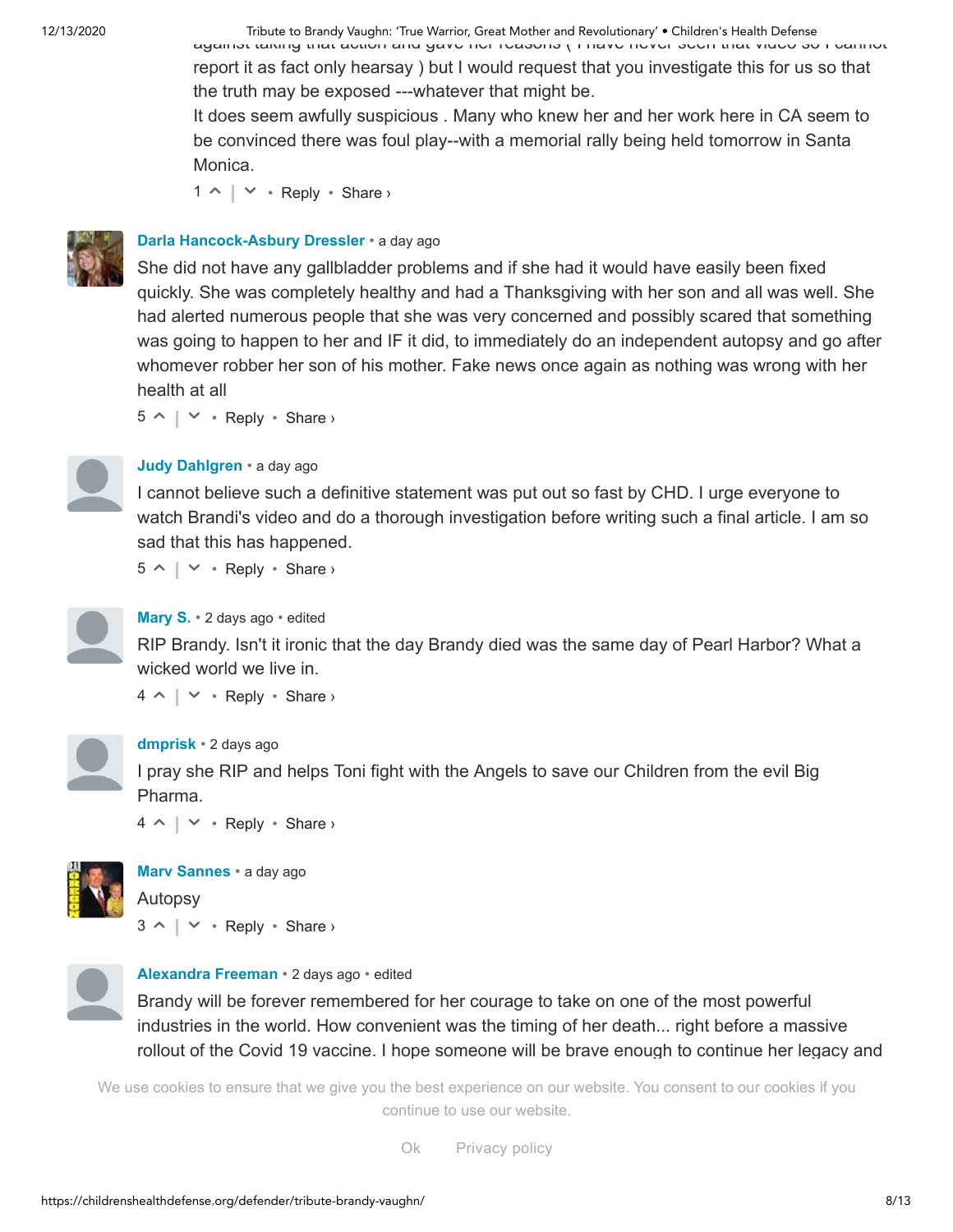against taking that action and gave her reasons ( I have never seen that video so I cannot report it as fact only hearsay ) but I would request that you investigate this for us so that the truth may be exposed ---whatever that might be.

It does seem awfully suspicious . Many who knew her and her work here in CA seem to be convinced there was foul play--with a memorial rally being held tomorrow in Santa Monica.

1 ^ | v • Reply • Share ›

**Darla Hancock-Asbury Dressler** • a day ago

She did not have any gallbladder problems and if she had it would have easily been fixed quickly. She was completely healthy and had a Thanksgiving with her son and all was well. She had alerted numerous people that she was very concerned and possibly scared that something was going to happen to her and IF it did, to immediately do an independent autopsy and go after whomever robber her son of his mother. Fake news once again as nothing was wrong with her health at all

5 ^ | v • Reply • Share ›

**Judy Dahlgren** • a day ago

I cannot believe such a definitive statement was put out so fast by CHD. I urge everyone to watch Brandi's video and do a thorough investigation before writing such a final article. I am so sad that this has happened.

5 ^ | v • Reply • Share ›

**Mary S.** • 2 days ago • edited

RIP Brandy. Isn't it ironic that the day Brandy died was the same day of Pearl Harbor? What a wicked world we live in.

4 ^ | v • Reply • Share ›

**dmprisk** • 2 days ago

I pray she RIP and helps Toni fight with the Angels to save our Children from the evil Big Pharma.

4 ^ | v • Reply • Share ›

**Marv Sannes** • a day ago

Autopsy

3 ^ | v • Reply • Share ›

**Alexandra Freeman** • 2 days ago • edited

Brandy will be forever remembered for her courage to take on one of the most powerful industries in the world. How convenient was the timing of her death... right before a massive rollout of the Covid 19 vaccine. I hope someone will be brave enough to continue her legacy and

We use cookies to ensure that we give you the best experience on our website. You consent to our cookies if you continue to use our website.

Ok Privacy policy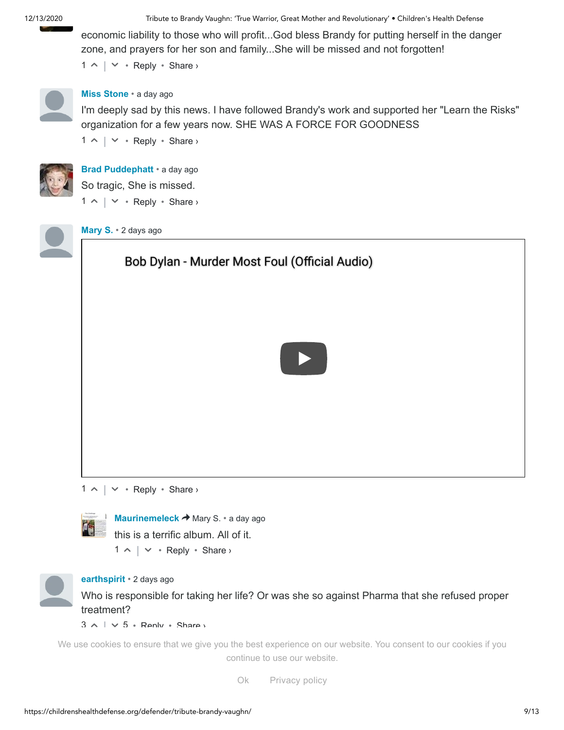economic liability to those who will profit...God bless Brandy for putting herself in the danger zone, and prayers for her son and family...She will be missed and not forgotten!

1 ^ | v • Reply • Share ›

**Miss Stone** • a day ago

I'm deeply sad by this news. I have followed Brandy's work and supported her "Learn the Risks" organization for a few years now. SHE WAS A FORCE FOR GOODNESS

1 ^ | v • Reply • Share ›

**Brad Puddephatt** • a day ago

So tragic, She is missed.

1 ^ | v • Reply • Share ›

**Mary S.** • 2 days ago

Bob Dylan - Murder Most Foul (Official Audio)

1 ^ | v • Reply • Share ›

**Maurinemeleck** → Mary S. • a day ago

this is a terrific album. All of it.

1 ^ | v • Reply • Share ›

**earthspirit** • 2 days ago

Who is responsible for taking her life? Or was she so against Pharma that she refused proper treatment?

3 ^ | v 5 • Reply • Share ›

We use cookies to ensure that we give you the best experience on our website. You consent to our cookies if you continue to use our website.

Ok Privacy policy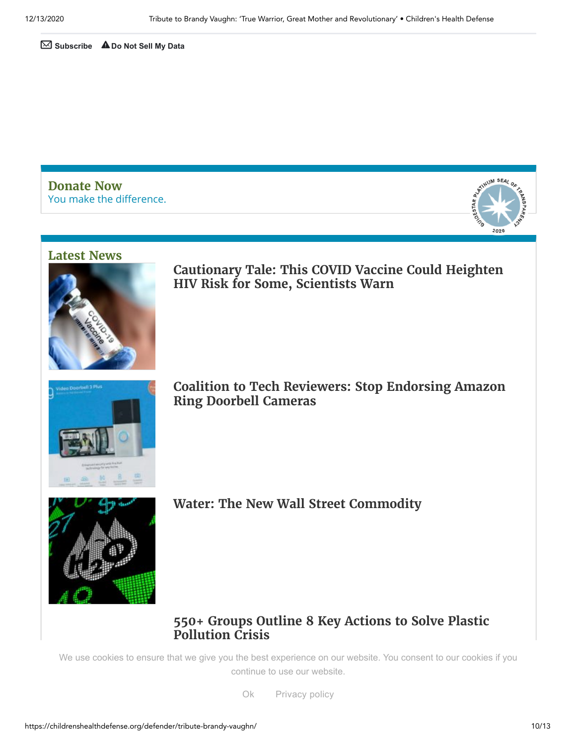Subscribe Do Not Sell My Data

## Donate Now

You make the difference.

## Latest News

### Cautionary Tale: This COVID Vaccine Could Heighten HIV Risk for Some, Scientists Warn

### Coalition to Tech Reviewers: Stop Endorsing Amazon Ring Doorbell Cameras

### Water: The New Wall Street Commodity

### 550+ Groups Outline 8 Key Actions to Solve Plastic Pollution Crisis

We use cookies to ensure that we give you the best experience on our website. You consent to our cookies if you continue to use our website.

Ok Privacy policy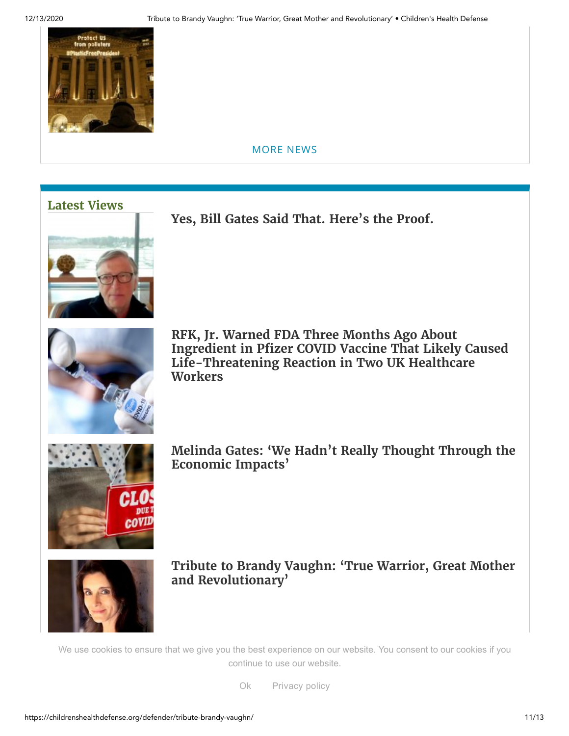MORE NEWS

## Latest Views

### Yes, Bill Gates Said That. Here's the Proof.

### RFK, Jr. Warned FDA Three Months Ago About Ingredient in Pfizer COVID Vaccine That Likely Caused Life-Threatening Reaction in Two UK Healthcare Workers

### Melinda Gates: 'We Hadn't Really Thought Through the Economic Impacts'

### Tribute to Brandy Vaughn: 'True Warrior, Great Mother and Revolutionary'

We use cookies to ensure that we give you the best experience on our website. You consent to our cookies if you continue to use our website.

Ok Privacy policy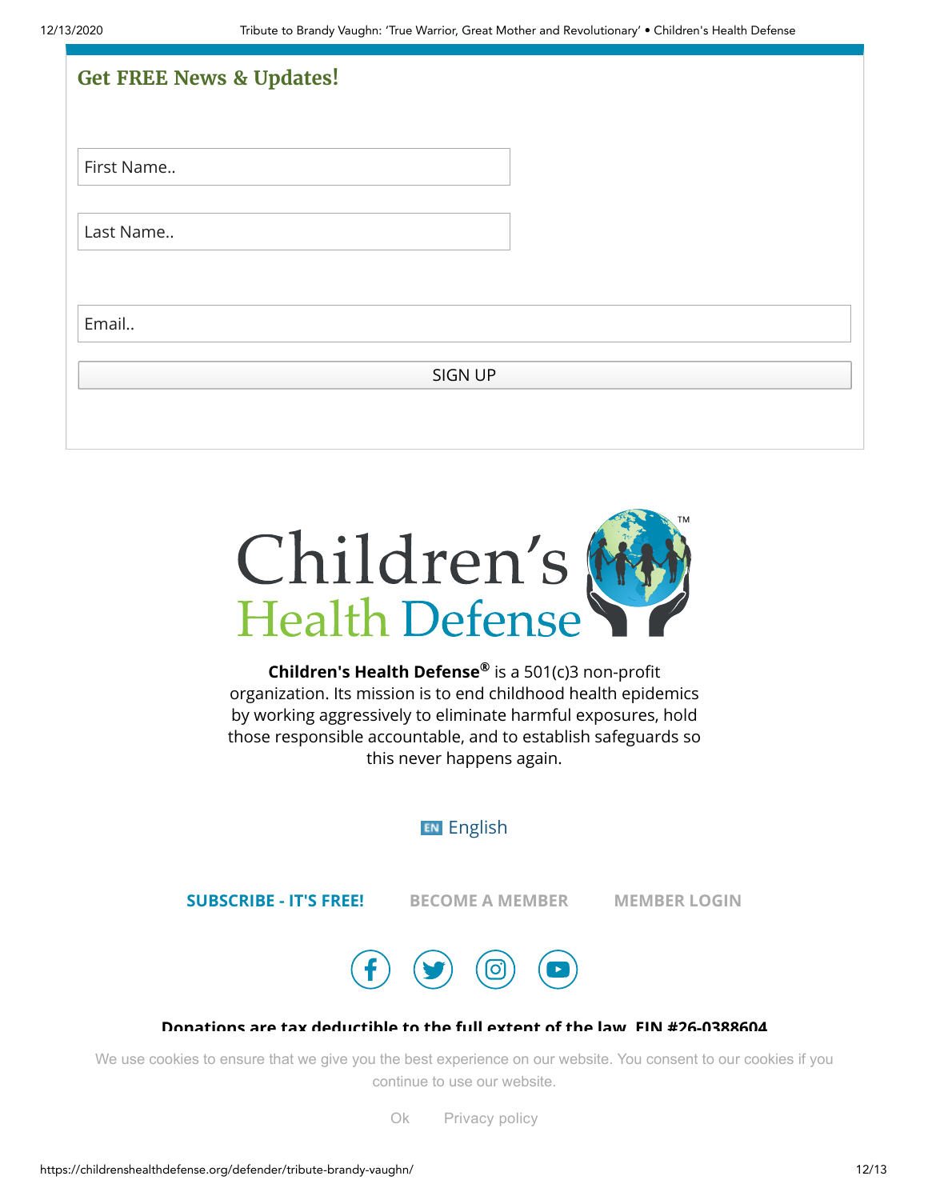## Get FREE News & Updates!

First Name..

Last Name..

Email..

SIGN UP

Children's Health Defense

**Children's Health Defense®** is a 501(c)3 non-profit organization. Its mission is to end childhood health epidemics by working aggressively to eliminate harmful exposures, hold those responsible accountable, and to establish safeguards so this never happens again.

EN English

**SUBSCRIBE - IT'S FREE!** **BECOME A MEMBER** **MEMBER LOGIN**

**Donations are tax deductible to the full extent of the law. EIN #26-0388604**

We use cookies to ensure that we give you the best experience on our website. You consent to our cookies if you continue to use our website.

Ok Privacy policy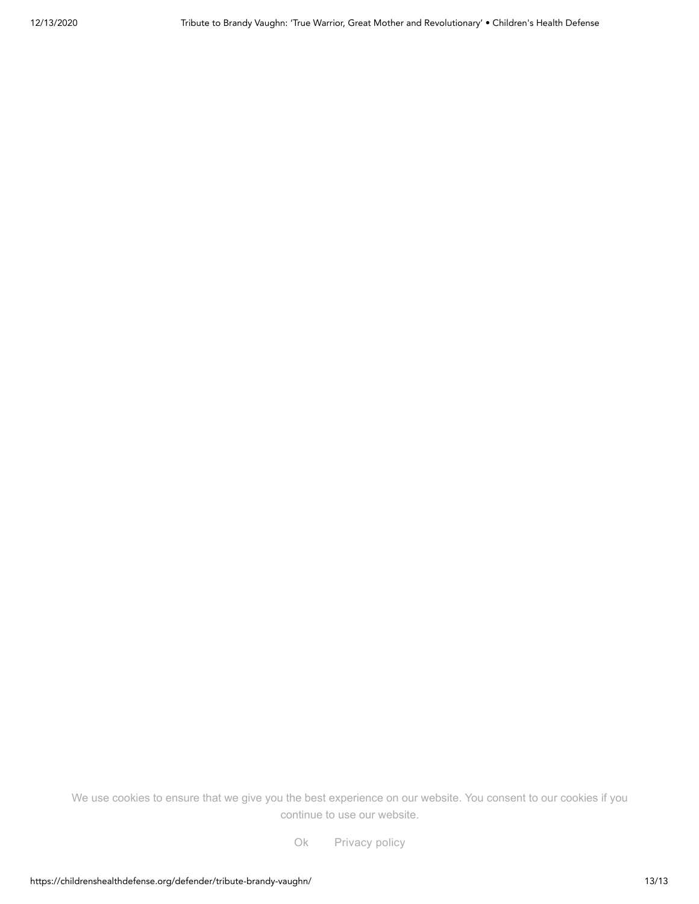We use cookies to ensure that we give you the best experience on our website. You consent to our cookies if you continue to use our website.

Ok Privacy policy